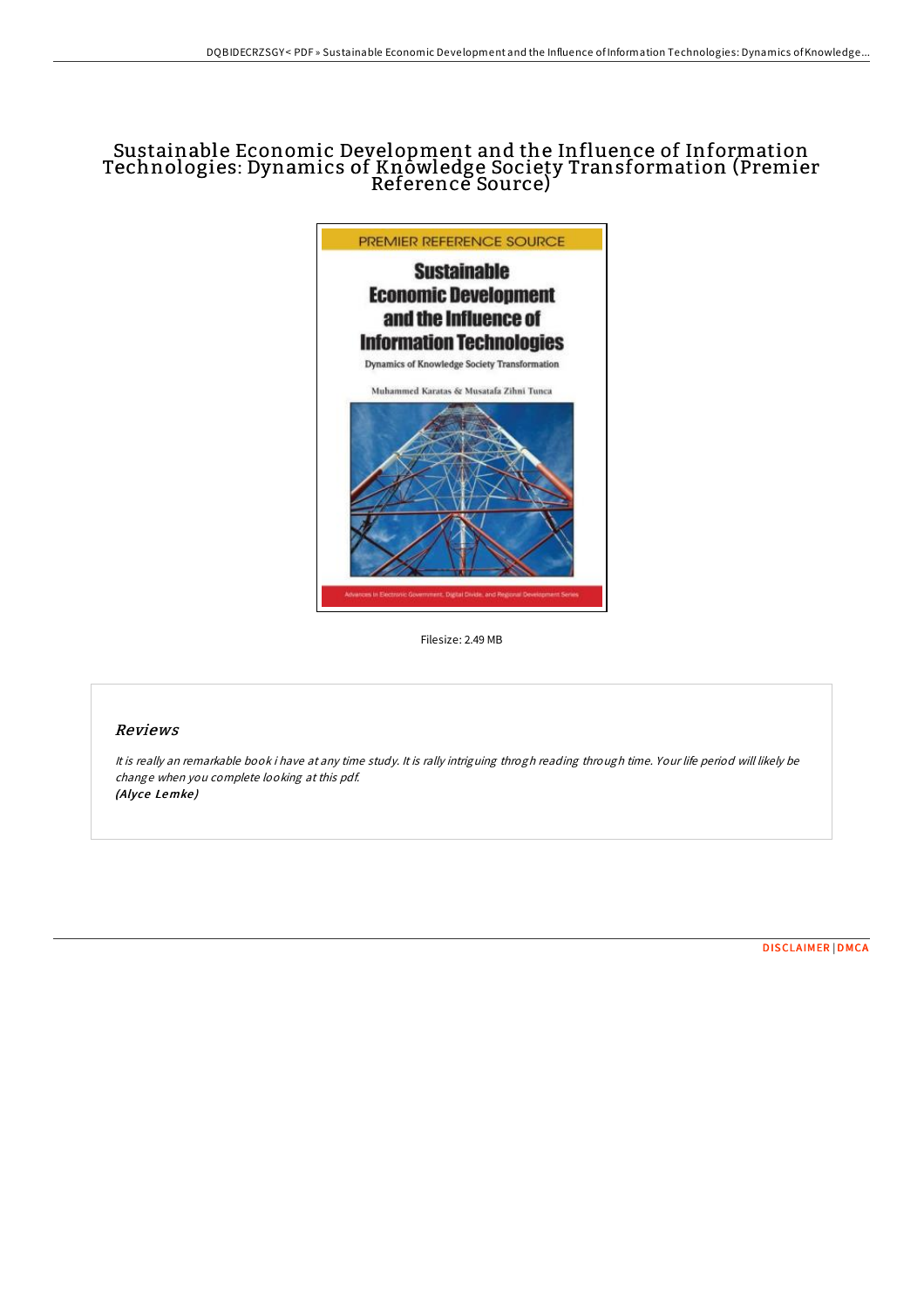# Sustainable Economic Development and the Influence of Information Technologies: Dynamics of Knowledge Society Transformation (Premier Reference Source)

Filesize: 2.49 MB

## Reviews

*It is really an remarkable book i have at any time study. It is rally intriguing throgh reading through time. Your life period will likely be change when you complete looking at this pdf.*
***(Alyce Lemke)***

DISCLAIMER | DMCA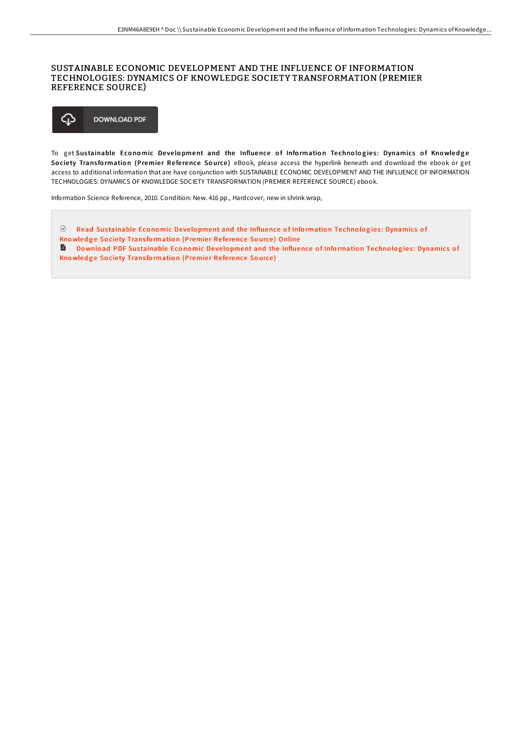# SUSTAINABLE ECONOMIC DEVELOPMENT AND THE INFLUENCE OF INFORMATION TECHNOLOGIES: DYNAMICS OF KNOWLEDGE SOCIETY TRANSFORMATION (PREMIER REFERENCE SOURCE)

DOWNLOAD PDF

To get **Sustainable Economic Development and the Influence of Information Technologies: Dynamics of Knowledge Society Transformation (Premier Reference Source)** eBook, please access the hyperlink beneath and download the ebook or get access to additional information that are have conjunction with SUSTAINABLE ECONOMIC DEVELOPMENT AND THE INFLUENCE OF INFORMATION TECHNOLOGIES: DYNAMICS OF KNOWLEDGE SOCIETY TRANSFORMATION (PREMIER REFERENCE SOURCE) ebook.

Information Science Reference, 2010. Condition: New. 416 pp., Hardcover, new in shrink wrap,

Read Sustainable Economic Development and the Influence of Information Technologies: Dynamics of Knowledge Society Transformation (Premier Reference Source) Online

Download PDF Sustainable Economic Development and the Influence of Information Technologies: Dynamics of Knowledge Society Transformation (Premier Reference Source)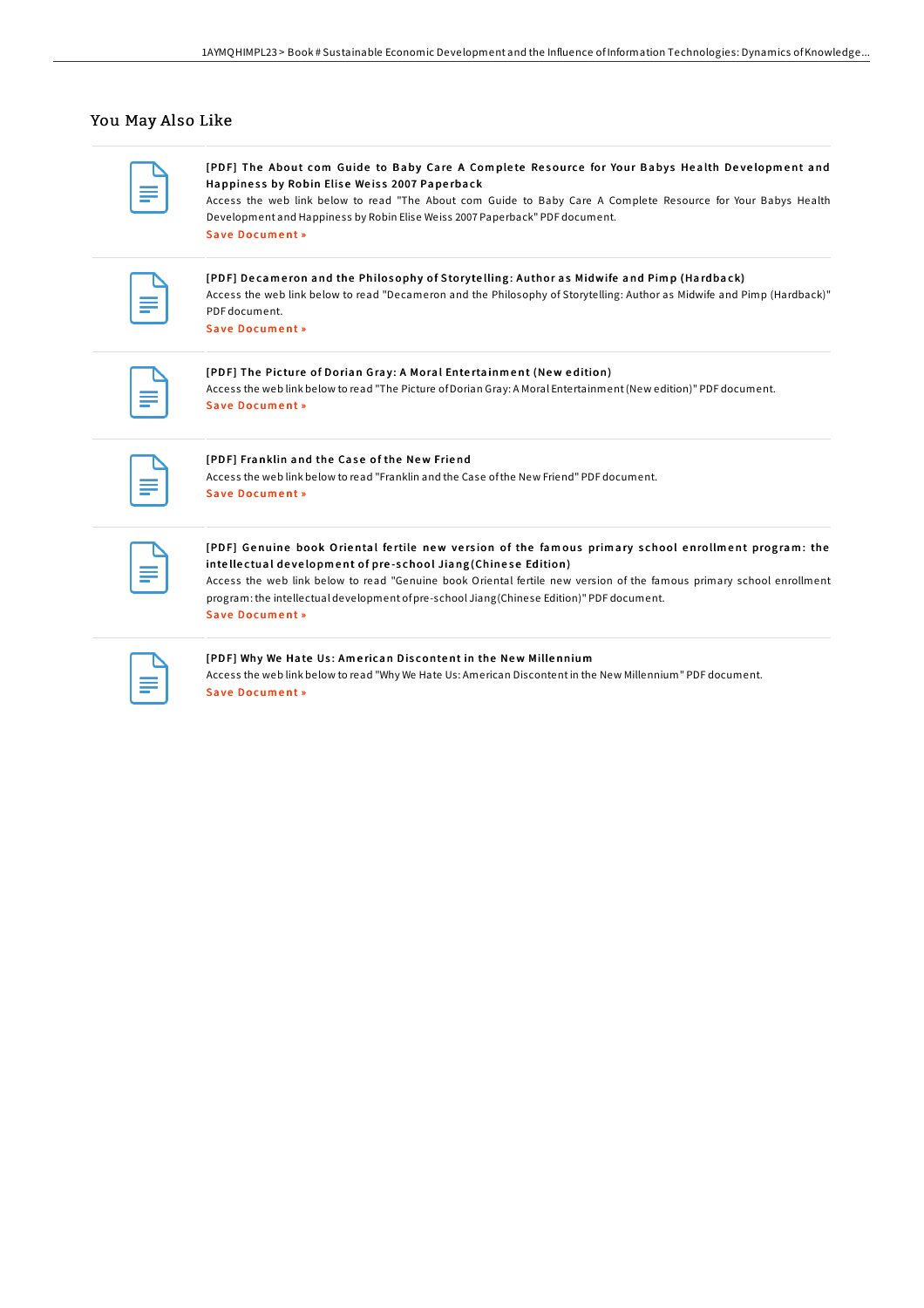## You May Also Like

**[PDF] The About com Guide to Baby Care A Complete Resource for Your Babys Health Development and Happiness by Robin Elise Weiss 2007 Paperback**

Access the web link below to read "The About com Guide to Baby Care A Complete Resource for Your Babys Health Development and Happiness by Robin Elise Weiss 2007 Paperback" PDF document.

Save Document »

**[PDF] Decameron and the Philosophy of Storytelling: Author as Midwife and Pimp (Hardback)**

Access the web link below to read "Decameron and the Philosophy of Storytelling: Author as Midwife and Pimp (Hardback)" PDF document.

Save Document »

**[PDF] The Picture of Dorian Gray: A Moral Entertainment (New edition)**

Access the web link below to read "The Picture of Dorian Gray: A Moral Entertainment (New edition)" PDF document.

Save Document »

**[PDF] Franklin and the Case of the New Friend**

Access the web link below to read "Franklin and the Case of the New Friend" PDF document.

Save Document »

**[PDF] Genuine book Oriental fertile new version of the famous primary school enrollment program: the intellectual development of pre-school Jiang(Chinese Edition)**

Access the web link below to read "Genuine book Oriental fertile new version of the famous primary school enrollment program: the intellectual development of pre-school Jiang(Chinese Edition)" PDF document.

Save Document »

**[PDF] Why We Hate Us: American Discontent in the New Millennium**

Access the web link below to read "Why We Hate Us: American Discontent in the New Millennium" PDF document.

Save Document »